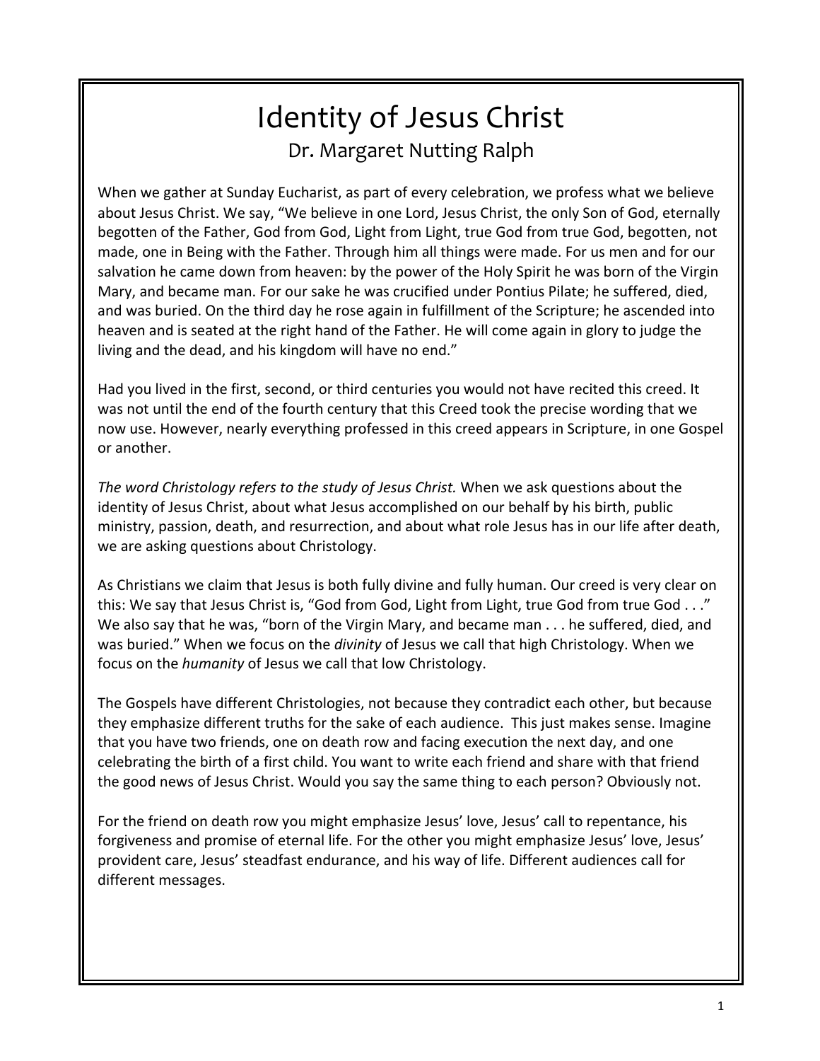# Identity of Jesus Christ

## Dr. Margaret Nutting Ralph

When we gather at Sunday Eucharist, as part of every celebration, we profess what we believe about Jesus Christ. We say, "We believe in one Lord, Jesus Christ, the only Son of God, eternally begotten of the Father, God from God, Light from Light, true God from true God, begotten, not made, one in Being with the Father. Through him all things were made. For us men and for our salvation he came down from heaven: by the power of the Holy Spirit he was born of the Virgin Mary, and became man. For our sake he was crucified under Pontius Pilate; he suffered, died, and was buried. On the third day he rose again in fulfillment of the Scripture; he ascended into heaven and is seated at the right hand of the Father. He will come again in glory to judge the living and the dead, and his kingdom will have no end."

Had you lived in the first, second, or third centuries you would not have recited this creed. It was not until the end of the fourth century that this Creed took the precise wording that we now use. However, nearly everything professed in this creed appears in Scripture, in one Gospel or another.

*The word Christology refers to the study of Jesus Christ.* When we ask questions about the identity of Jesus Christ, about what Jesus accomplished on our behalf by his birth, public ministry, passion, death, and resurrection, and about what role Jesus has in our life after death, we are asking questions about Christology.

As Christians we claim that Jesus is both fully divine and fully human. Our creed is very clear on this: We say that Jesus Christ is, "God from God, Light from Light, true God from true God . . ." We also say that he was, "born of the Virgin Mary, and became man . . . he suffered, died, and was buried." When we focus on the *divinity* of Jesus we call that high Christology. When we focus on the *humanity* of Jesus we call that low Christology.

The Gospels have different Christologies, not because they contradict each other, but because they emphasize different truths for the sake of each audience. This just makes sense. Imagine that you have two friends, one on death row and facing execution the next day, and one celebrating the birth of a first child. You want to write each friend and share with that friend the good news of Jesus Christ. Would you say the same thing to each person? Obviously not.

For the friend on death row you might emphasize Jesus' love, Jesus' call to repentance, his forgiveness and promise of eternal life. For the other you might emphasize Jesus' love, Jesus' provident care, Jesus' steadfast endurance, and his way of life. Different audiences call for different messages.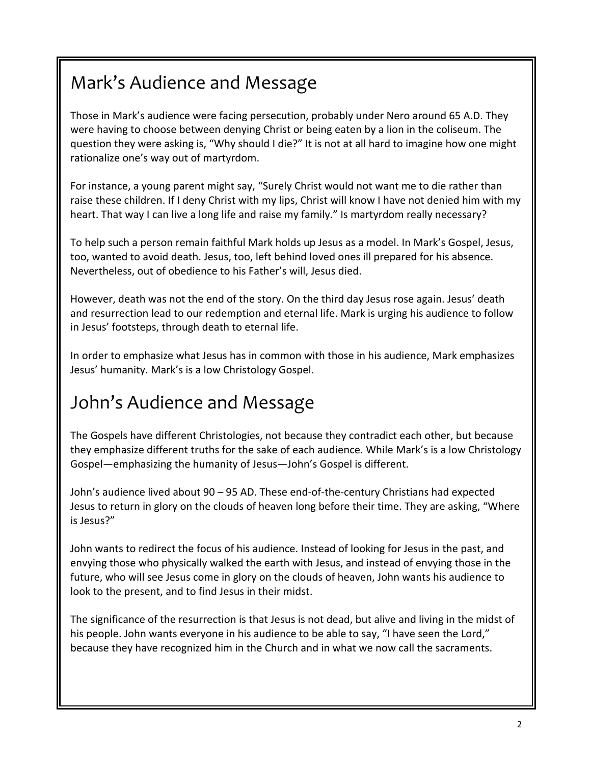## Mark's Audience and Message

Those in Mark's audience were facing persecution, probably under Nero around 65 A.D. They were having to choose between denying Christ or being eaten by a lion in the coliseum. The question they were asking is, "Why should I die?" It is not at all hard to imagine how one might rationalize one's way out of martyrdom.

For instance, a young parent might say, "Surely Christ would not want me to die rather than raise these children. If I deny Christ with my lips, Christ will know I have not denied him with my heart. That way I can live a long life and raise my family." Is martyrdom really necessary?

To help such a person remain faithful Mark holds up Jesus as a model. In Mark's Gospel, Jesus, too, wanted to avoid death. Jesus, too, left behind loved ones ill prepared for his absence. Nevertheless, out of obedience to his Father's will, Jesus died.

However, death was not the end of the story. On the third day Jesus rose again. Jesus' death and resurrection lead to our redemption and eternal life. Mark is urging his audience to follow in Jesus' footsteps, through death to eternal life.

In order to emphasize what Jesus has in common with those in his audience, Mark emphasizes Jesus' humanity. Mark's is a low Christology Gospel.

## John's Audience and Message

The Gospels have different Christologies, not because they contradict each other, but because they emphasize different truths for the sake of each audience. While Mark's is a low Christology Gospel—emphasizing the humanity of Jesus—John's Gospel is different.

John's audience lived about 90 – 95 AD. These end-of-the-century Christians had expected Jesus to return in glory on the clouds of heaven long before their time. They are asking, "Where is Jesus?"

John wants to redirect the focus of his audience. Instead of looking for Jesus in the past, and envying those who physically walked the earth with Jesus, and instead of envying those in the future, who will see Jesus come in glory on the clouds of heaven, John wants his audience to look to the present, and to find Jesus in their midst.

The significance of the resurrection is that Jesus is not dead, but alive and living in the midst of his people. John wants everyone in his audience to be able to say, "I have seen the Lord," because they have recognized him in the Church and in what we now call the sacraments.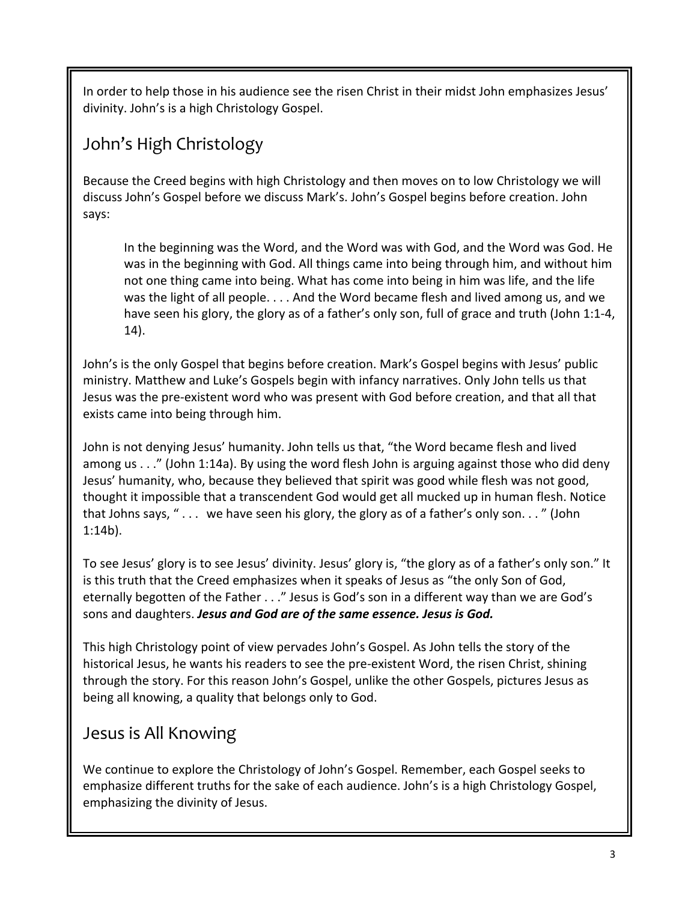In order to help those in his audience see the risen Christ in their midst John emphasizes Jesus' divinity. John's is a high Christology Gospel.

## John's High Christology

Because the Creed begins with high Christology and then moves on to low Christology we will discuss John's Gospel before we discuss Mark's. John's Gospel begins before creation. John says:

> In the beginning was the Word, and the Word was with God, and the Word was God. He was in the beginning with God. All things came into being through him, and without him not one thing came into being. What has come into being in him was life, and the life was the light of all people. . . . And the Word became flesh and lived among us, and we have seen his glory, the glory as of a father's only son, full of grace and truth (John 1:1-4, 14).

John's is the only Gospel that begins before creation. Mark's Gospel begins with Jesus' public ministry. Matthew and Luke's Gospels begin with infancy narratives. Only John tells us that Jesus was the pre-existent word who was present with God before creation, and that all that exists came into being through him.

John is not denying Jesus' humanity. John tells us that, "the Word became flesh and lived among us . . ." (John 1:14a). By using the word flesh John is arguing against those who did deny Jesus' humanity, who, because they believed that spirit was good while flesh was not good, thought it impossible that a transcendent God would get all mucked up in human flesh. Notice that Johns says, " . . . we have seen his glory, the glory as of a father's only son. . . " (John 1:14b).

To see Jesus' glory is to see Jesus' divinity. Jesus' glory is, "the glory as of a father's only son." It is this truth that the Creed emphasizes when it speaks of Jesus as "the only Son of God, eternally begotten of the Father . . ." Jesus is God's son in a different way than we are God's sons and daughters. ***Jesus and God are of the same essence. Jesus is God.***

This high Christology point of view pervades John's Gospel. As John tells the story of the historical Jesus, he wants his readers to see the pre-existent Word, the risen Christ, shining through the story. For this reason John's Gospel, unlike the other Gospels, pictures Jesus as being all knowing, a quality that belongs only to God.

## Jesus is All Knowing

We continue to explore the Christology of John's Gospel. Remember, each Gospel seeks to emphasize different truths for the sake of each audience. John's is a high Christology Gospel, emphasizing the divinity of Jesus.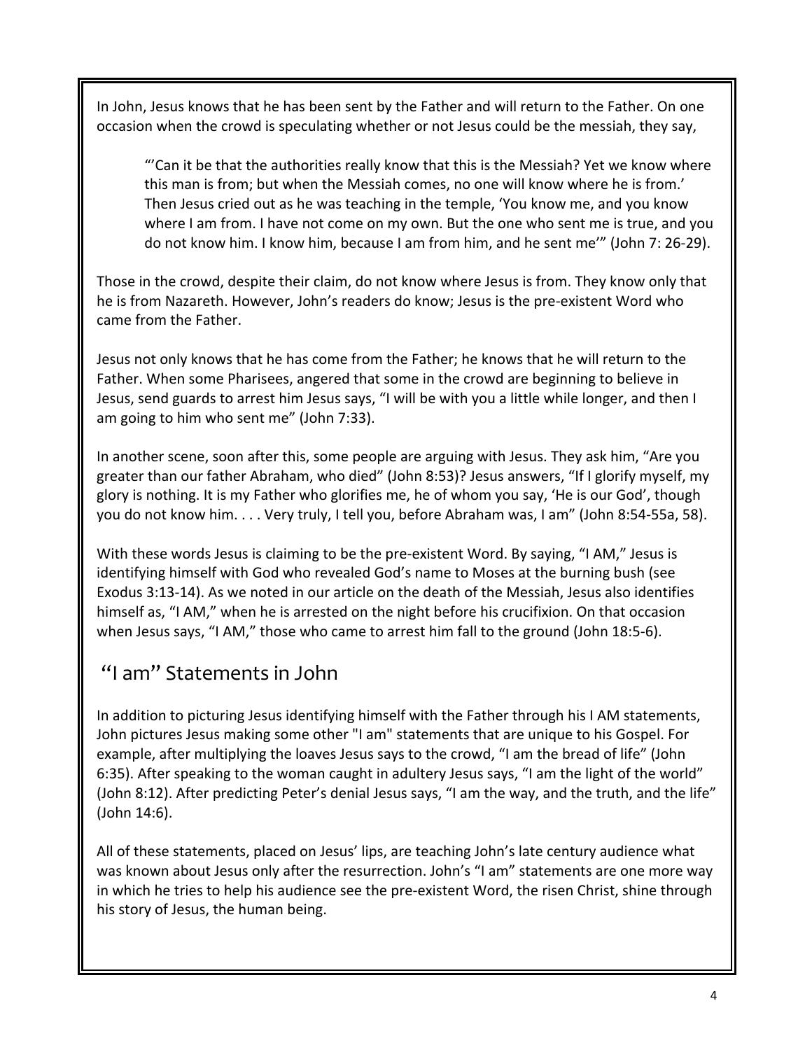In John, Jesus knows that he has been sent by the Father and will return to the Father. On one occasion when the crowd is speculating whether or not Jesus could be the messiah, they say,

> "'Can it be that the authorities really know that this is the Messiah? Yet we know where this man is from; but when the Messiah comes, no one will know where he is from.' Then Jesus cried out as he was teaching in the temple, 'You know me, and you know where I am from. I have not come on my own. But the one who sent me is true, and you do not know him. I know him, because I am from him, and he sent me'" (John 7: 26-29).

Those in the crowd, despite their claim, do not know where Jesus is from. They know only that he is from Nazareth. However, John's readers do know; Jesus is the pre-existent Word who came from the Father.

Jesus not only knows that he has come from the Father; he knows that he will return to the Father. When some Pharisees, angered that some in the crowd are beginning to believe in Jesus, send guards to arrest him Jesus says, "I will be with you a little while longer, and then I am going to him who sent me" (John 7:33).

In another scene, soon after this, some people are arguing with Jesus. They ask him, "Are you greater than our father Abraham, who died" (John 8:53)? Jesus answers, "If I glorify myself, my glory is nothing. It is my Father who glorifies me, he of whom you say, 'He is our God', though you do not know him. . . . Very truly, I tell you, before Abraham was, I am" (John 8:54-55a, 58).

With these words Jesus is claiming to be the pre-existent Word. By saying, "I AM," Jesus is identifying himself with God who revealed God's name to Moses at the burning bush (see Exodus 3:13-14). As we noted in our article on the death of the Messiah, Jesus also identifies himself as, "I AM," when he is arrested on the night before his crucifixion. On that occasion when Jesus says, "I AM," those who came to arrest him fall to the ground (John 18:5-6).

## "I am" Statements in John

In addition to picturing Jesus identifying himself with the Father through his I AM statements, John pictures Jesus making some other "I am" statements that are unique to his Gospel. For example, after multiplying the loaves Jesus says to the crowd, "I am the bread of life" (John 6:35). After speaking to the woman caught in adultery Jesus says, "I am the light of the world" (John 8:12). After predicting Peter's denial Jesus says, "I am the way, and the truth, and the life" (John 14:6).

All of these statements, placed on Jesus' lips, are teaching John's late century audience what was known about Jesus only after the resurrection. John's "I am" statements are one more way in which he tries to help his audience see the pre-existent Word, the risen Christ, shine through his story of Jesus, the human being.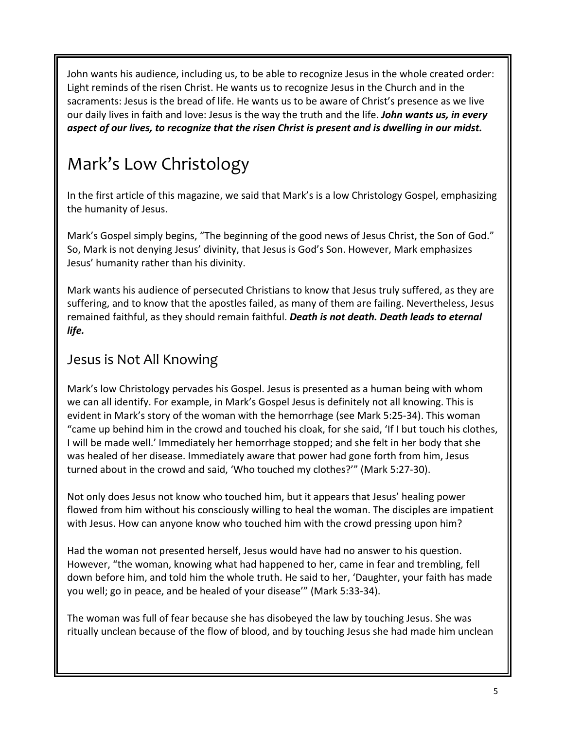John wants his audience, including us, to be able to recognize Jesus in the whole created order: Light reminds of the risen Christ. He wants us to recognize Jesus in the Church and in the sacraments: Jesus is the bread of life. He wants us to be aware of Christ's presence as we live our daily lives in faith and love: Jesus is the way the truth and the life. ***John wants us, in every aspect of our lives, to recognize that the risen Christ is present and is dwelling in our midst.***

# Mark's Low Christology

In the first article of this magazine, we said that Mark's is a low Christology Gospel, emphasizing the humanity of Jesus.

Mark's Gospel simply begins, "The beginning of the good news of Jesus Christ, the Son of God." So, Mark is not denying Jesus' divinity, that Jesus is God's Son. However, Mark emphasizes Jesus' humanity rather than his divinity.

Mark wants his audience of persecuted Christians to know that Jesus truly suffered, as they are suffering, and to know that the apostles failed, as many of them are failing. Nevertheless, Jesus remained faithful, as they should remain faithful. ***Death is not death. Death leads to eternal life.***

## Jesus is Not All Knowing

Mark's low Christology pervades his Gospel. Jesus is presented as a human being with whom we can all identify. For example, in Mark's Gospel Jesus is definitely not all knowing. This is evident in Mark's story of the woman with the hemorrhage (see Mark 5:25-34). This woman "came up behind him in the crowd and touched his cloak, for she said, 'If I but touch his clothes, I will be made well.' Immediately her hemorrhage stopped; and she felt in her body that she was healed of her disease. Immediately aware that power had gone forth from him, Jesus turned about in the crowd and said, 'Who touched my clothes?'" (Mark 5:27-30).

Not only does Jesus not know who touched him, but it appears that Jesus' healing power flowed from him without his consciously willing to heal the woman. The disciples are impatient with Jesus. How can anyone know who touched him with the crowd pressing upon him?

Had the woman not presented herself, Jesus would have had no answer to his question. However, "the woman, knowing what had happened to her, came in fear and trembling, fell down before him, and told him the whole truth. He said to her, 'Daughter, your faith has made you well; go in peace, and be healed of your disease'" (Mark 5:33-34).

The woman was full of fear because she has disobeyed the law by touching Jesus. She was ritually unclean because of the flow of blood, and by touching Jesus she had made him unclean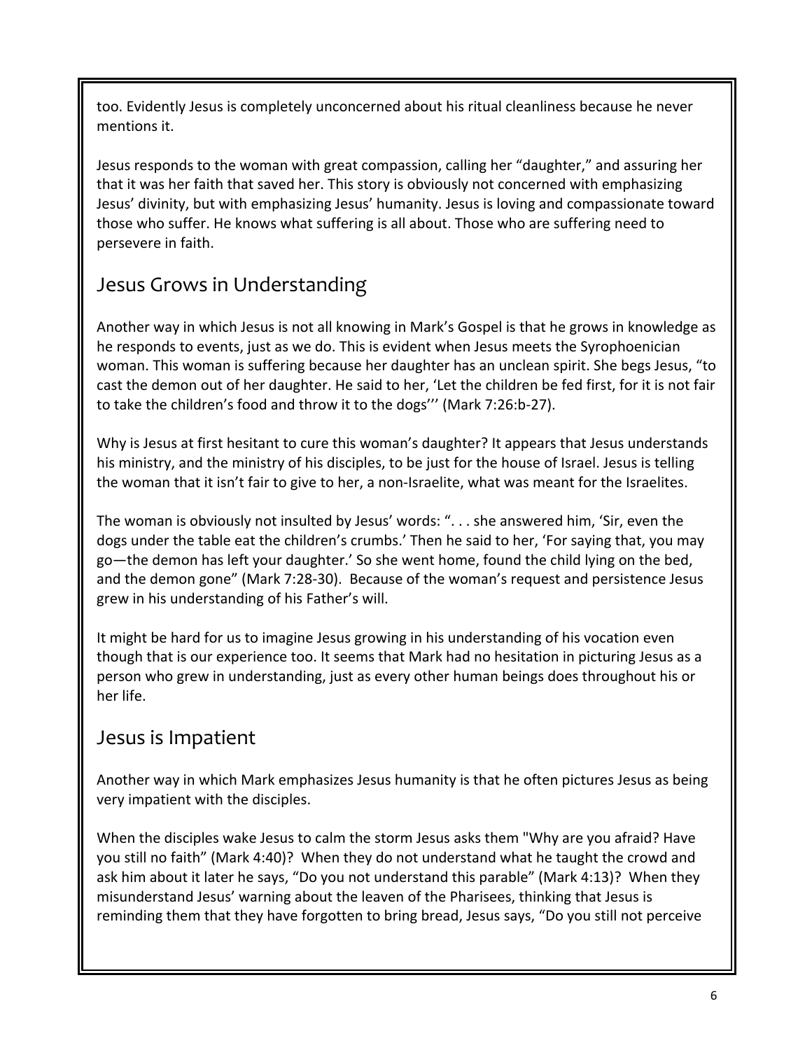too. Evidently Jesus is completely unconcerned about his ritual cleanliness because he never mentions it.

Jesus responds to the woman with great compassion, calling her "daughter," and assuring her that it was her faith that saved her. This story is obviously not concerned with emphasizing Jesus' divinity, but with emphasizing Jesus' humanity. Jesus is loving and compassionate toward those who suffer. He knows what suffering is all about. Those who are suffering need to persevere in faith.

## Jesus Grows in Understanding

Another way in which Jesus is not all knowing in Mark's Gospel is that he grows in knowledge as he responds to events, just as we do. This is evident when Jesus meets the Syrophoenician woman. This woman is suffering because her daughter has an unclean spirit. She begs Jesus, "to cast the demon out of her daughter. He said to her, 'Let the children be fed first, for it is not fair to take the children's food and throw it to the dogs''' (Mark 7:26:b-27).

Why is Jesus at first hesitant to cure this woman's daughter? It appears that Jesus understands his ministry, and the ministry of his disciples, to be just for the house of Israel. Jesus is telling the woman that it isn't fair to give to her, a non-Israelite, what was meant for the Israelites.

The woman is obviously not insulted by Jesus' words: ". . . she answered him, 'Sir, even the dogs under the table eat the children's crumbs.' Then he said to her, 'For saying that, you may go—the demon has left your daughter.' So she went home, found the child lying on the bed, and the demon gone" (Mark 7:28-30). Because of the woman's request and persistence Jesus grew in his understanding of his Father's will.

It might be hard for us to imagine Jesus growing in his understanding of his vocation even though that is our experience too. It seems that Mark had no hesitation in picturing Jesus as a person who grew in understanding, just as every other human beings does throughout his or her life.

## Jesus is Impatient

Another way in which Mark emphasizes Jesus humanity is that he often pictures Jesus as being very impatient with the disciples.

When the disciples wake Jesus to calm the storm Jesus asks them "Why are you afraid? Have you still no faith" (Mark 4:40)? When they do not understand what he taught the crowd and ask him about it later he says, "Do you not understand this parable" (Mark 4:13)? When they misunderstand Jesus' warning about the leaven of the Pharisees, thinking that Jesus is reminding them that they have forgotten to bring bread, Jesus says, "Do you still not perceive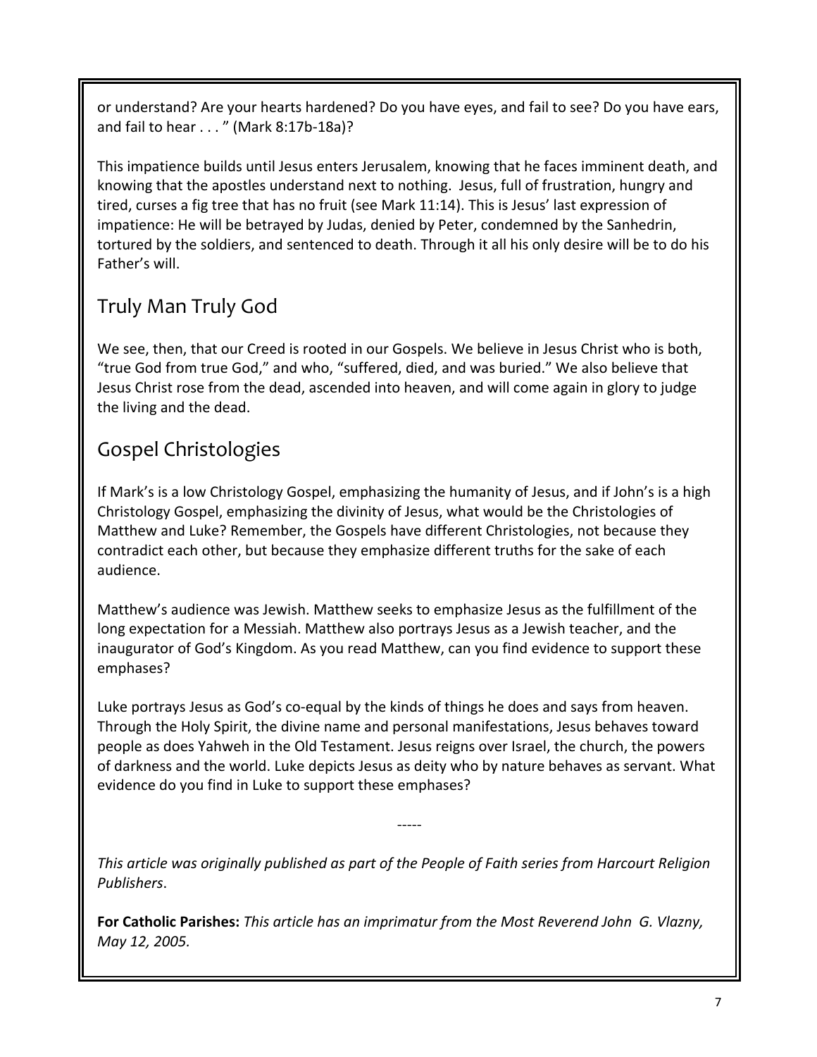or understand? Are your hearts hardened? Do you have eyes, and fail to see? Do you have ears, and fail to hear . . . " (Mark 8:17b-18a)?

This impatience builds until Jesus enters Jerusalem, knowing that he faces imminent death, and knowing that the apostles understand next to nothing. Jesus, full of frustration, hungry and tired, curses a fig tree that has no fruit (see Mark 11:14). This is Jesus' last expression of impatience: He will be betrayed by Judas, denied by Peter, condemned by the Sanhedrin, tortured by the soldiers, and sentenced to death. Through it all his only desire will be to do his Father's will.

## Truly Man Truly God

We see, then, that our Creed is rooted in our Gospels. We believe in Jesus Christ who is both, "true God from true God," and who, "suffered, died, and was buried." We also believe that Jesus Christ rose from the dead, ascended into heaven, and will come again in glory to judge the living and the dead.

## Gospel Christologies

If Mark's is a low Christology Gospel, emphasizing the humanity of Jesus, and if John's is a high Christology Gospel, emphasizing the divinity of Jesus, what would be the Christologies of Matthew and Luke? Remember, the Gospels have different Christologies, not because they contradict each other, but because they emphasize different truths for the sake of each audience.

Matthew's audience was Jewish. Matthew seeks to emphasize Jesus as the fulfillment of the long expectation for a Messiah. Matthew also portrays Jesus as a Jewish teacher, and the inaugurator of God's Kingdom. As you read Matthew, can you find evidence to support these emphases?

Luke portrays Jesus as God's co-equal by the kinds of things he does and says from heaven. Through the Holy Spirit, the divine name and personal manifestations, Jesus behaves toward people as does Yahweh in the Old Testament. Jesus reigns over Israel, the church, the powers of darkness and the world. Luke depicts Jesus as deity who by nature behaves as servant. What evidence do you find in Luke to support these emphases?

-----

*This article was originally published as part of the People of Faith series from Harcourt Religion Publishers*.

**For Catholic Parishes:** *This article has an imprimatur from the Most Reverend John G. Vlazny, May 12, 2005.*